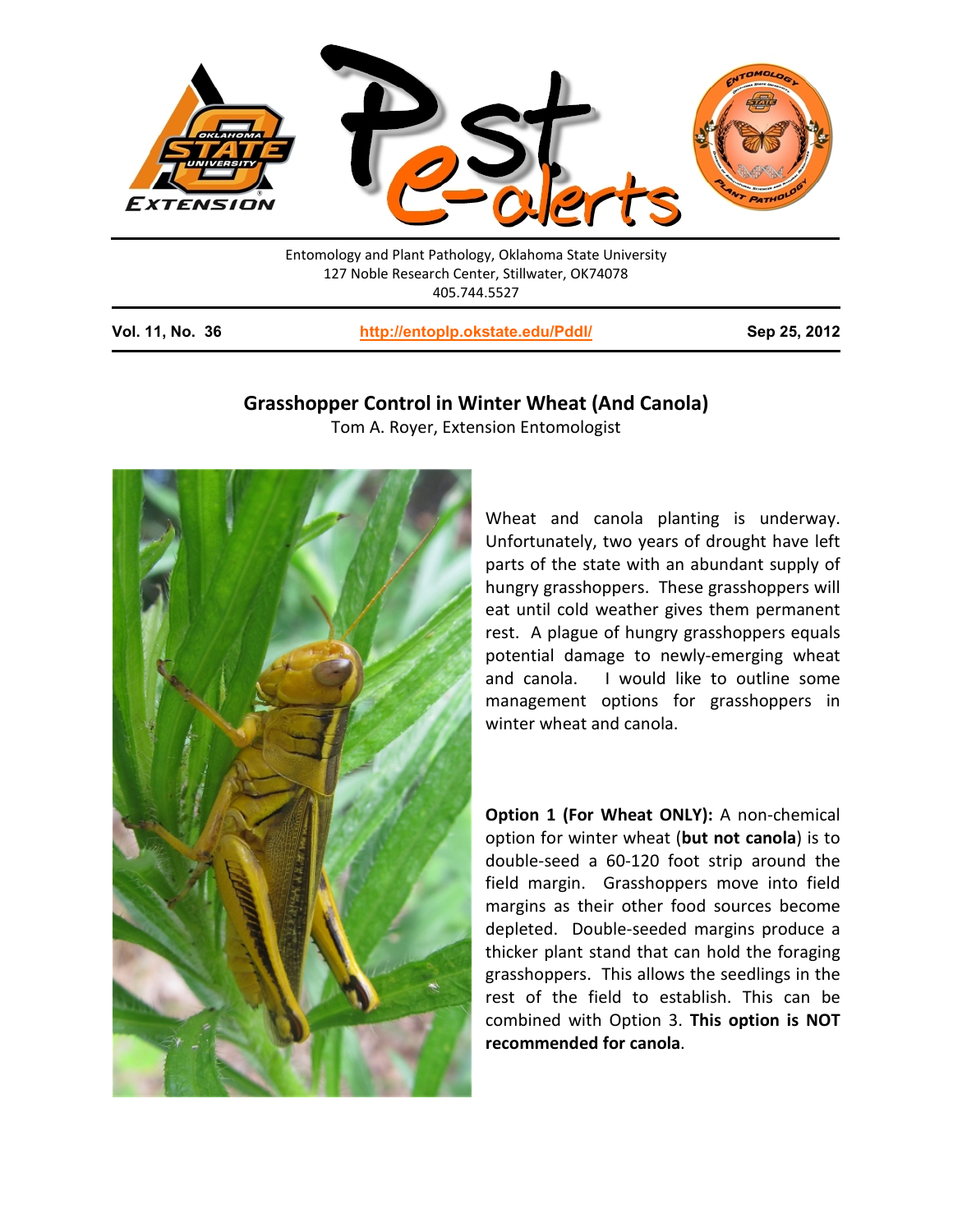Entomology and Plant Pathology, Oklahoma State University
127 Noble Research Center, Stillwater, OK74078
405.744.5527

**Vol. 11, No. 36** | **http://entoplp.okstate.edu/Pddl/** | **Sep 25, 2012**

# Grasshopper Control in Winter Wheat (And Canola)

Tom A. Royer, Extension Entomologist

Wheat and canola planting is underway. Unfortunately, two years of drought have left parts of the state with an abundant supply of hungry grasshoppers. These grasshoppers will eat until cold weather gives them permanent rest. A plague of hungry grasshoppers equals potential damage to newly-emerging wheat and canola. I would like to outline some management options for grasshoppers in winter wheat and canola.

**Option 1 (For Wheat ONLY):** A non-chemical option for winter wheat (**but not canola**) is to double-seed a 60-120 foot strip around the field margin. Grasshoppers move into field margins as their other food sources become depleted. Double-seeded margins produce a thicker plant stand that can hold the foraging grasshoppers. This allows the seedlings in the rest of the field to establish. This can be combined with Option 3. **This option is NOT recommended for canola**.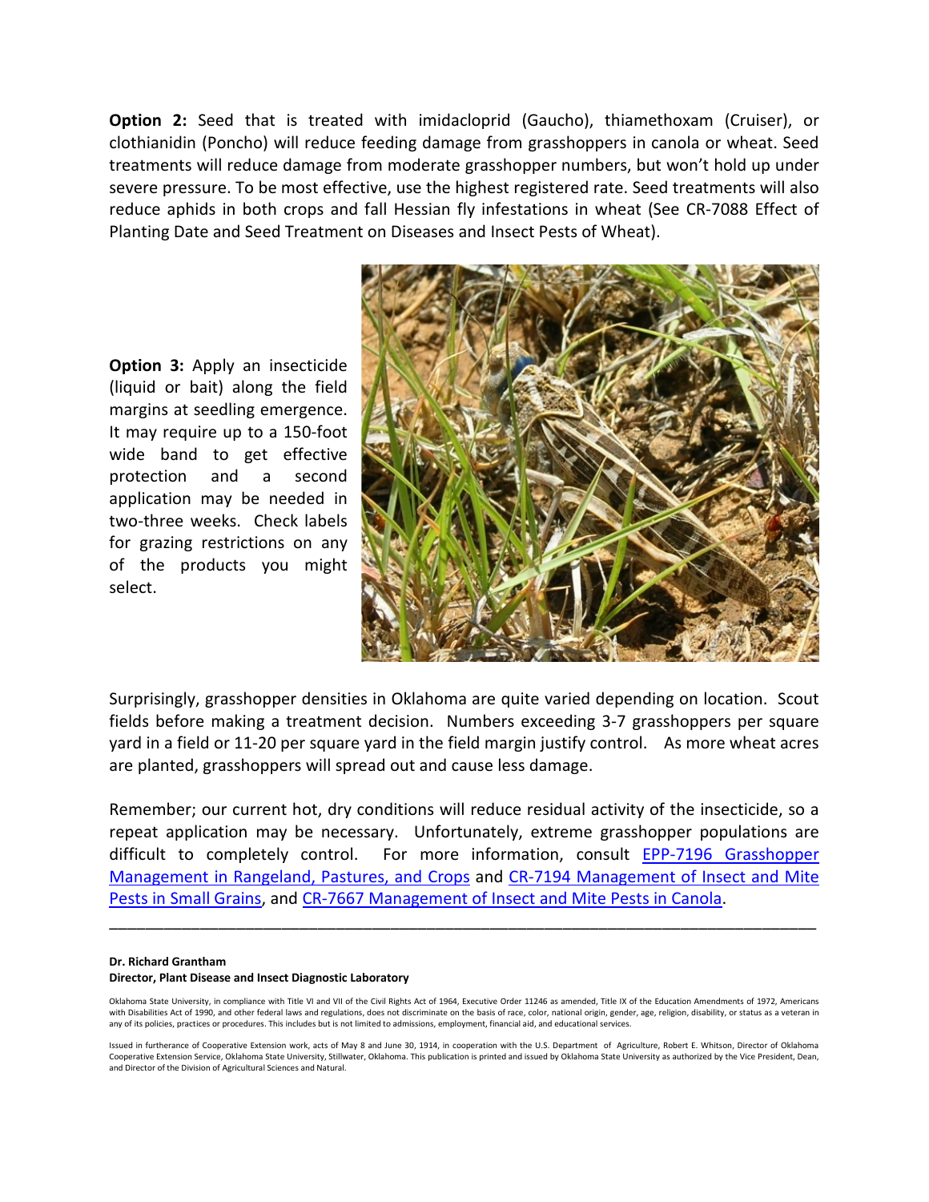**Option 2:** Seed that is treated with imidacloprid (Gaucho), thiamethoxam (Cruiser), or clothianidin (Poncho) will reduce feeding damage from grasshoppers in canola or wheat. Seed treatments will reduce damage from moderate grasshopper numbers, but won't hold up under severe pressure. To be most effective, use the highest registered rate. Seed treatments will also reduce aphids in both crops and fall Hessian fly infestations in wheat (See CR-7088 Effect of Planting Date and Seed Treatment on Diseases and Insect Pests of Wheat).

**Option 3:** Apply an insecticide (liquid or bait) along the field margins at seedling emergence. It may require up to a 150-foot wide band to get effective protection and a second application may be needed in two-three weeks. Check labels for grazing restrictions on any of the products you might select.

Surprisingly, grasshopper densities in Oklahoma are quite varied depending on location. Scout fields before making a treatment decision. Numbers exceeding 3-7 grasshoppers per square yard in a field or 11-20 per square yard in the field margin justify control. As more wheat acres are planted, grasshoppers will spread out and cause less damage.

Remember; our current hot, dry conditions will reduce residual activity of the insecticide, so a repeat application may be necessary. Unfortunately, extreme grasshopper populations are difficult to completely control. For more information, consult EPP-7196 Grasshopper Management in Rangeland, Pastures, and Crops and CR-7194 Management of Insect and Mite Pests in Small Grains, and CR-7667 Management of Insect and Mite Pests in Canola.

---

**Dr. Richard Grantham**
**Director, Plant Disease and Insect Diagnostic Laboratory**

Oklahoma State University, in compliance with Title VI and VII of the Civil Rights Act of 1964, Executive Order 11246 as amended, Title IX of the Education Amendments of 1972, Americans with Disabilities Act of 1990, and other federal laws and regulations, does not discriminate on the basis of race, color, national origin, gender, age, religion, disability, or status as a veteran in any of its policies, practices or procedures. This includes but is not limited to admissions, employment, financial aid, and educational services.

Issued in furtherance of Cooperative Extension work, acts of May 8 and June 30, 1914, in cooperation with the U.S. Department of Agriculture, Robert E. Whitson, Director of Oklahoma Cooperative Extension Service, Oklahoma State University, Stillwater, Oklahoma. This publication is printed and issued by Oklahoma State University as authorized by the Vice President, Dean, and Director of the Division of Agricultural Sciences and Natural.